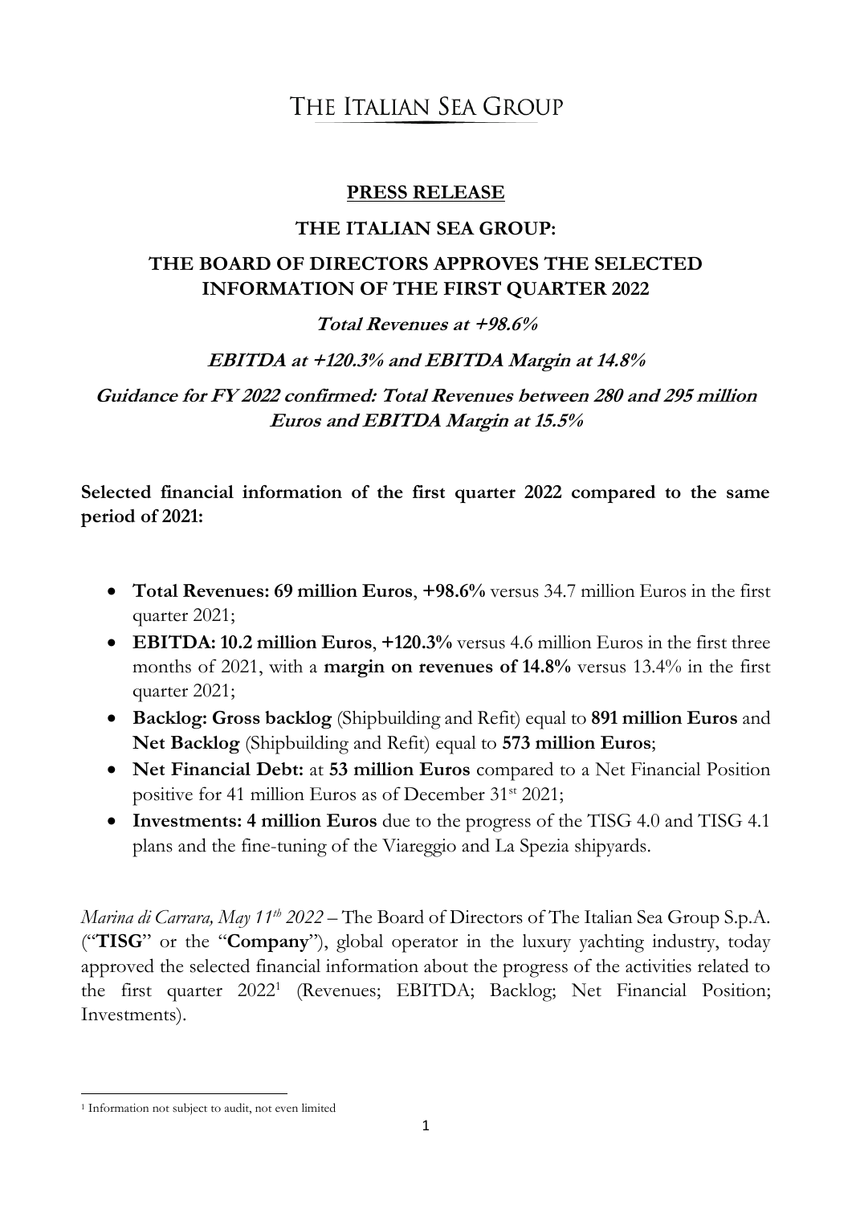# THE ITALIAN SEA GROUP

## PRESS RELEASE

## THE ITALIAN SEA GROUP:

## THE BOARD OF DIRECTORS APPROVES THE SELECTED INFORMATION OF THE FIRST QUARTER 2022

***Total Revenues at +98.6%***

***EBITDA at +120.3% and EBITDA Margin at 14.8%***

***Guidance for FY 2022 confirmed: Total Revenues between 280 and 295 million Euros and EBITDA Margin at 15.5%***

**Selected financial information of the first quarter 2022 compared to the same period of 2021:**

- **Total Revenues: 69 million Euros**, **+98.6%** versus 34.7 million Euros in the first quarter 2021;
- **EBITDA: 10.2 million Euros**, **+120.3%** versus 4.6 million Euros in the first three months of 2021, with a **margin on revenues of 14.8%** versus 13.4% in the first quarter 2021;
- **Backlog: Gross backlog** (Shipbuilding and Refit) equal to **891 million Euros** and **Net Backlog** (Shipbuilding and Refit) equal to **573 million Euros**;
- **Net Financial Debt:** at **53 million Euros** compared to a Net Financial Position positive for 41 million Euros as of December 31st 2021;
- **Investments: 4 million Euros** due to the progress of the TISG 4.0 and TISG 4.1 plans and the fine-tuning of the Viareggio and La Spezia shipyards.

*Marina di Carrara, May 11th 2022* – The Board of Directors of The Italian Sea Group S.p.A. ("**TISG**" or the "**Company**"), global operator in the luxury yachting industry, today approved the selected financial information about the progress of the activities related to the first quarter 2022[1] (Revenues; EBITDA; Backlog; Net Financial Position; Investments).

---

[1] Information not subject to audit, not even limited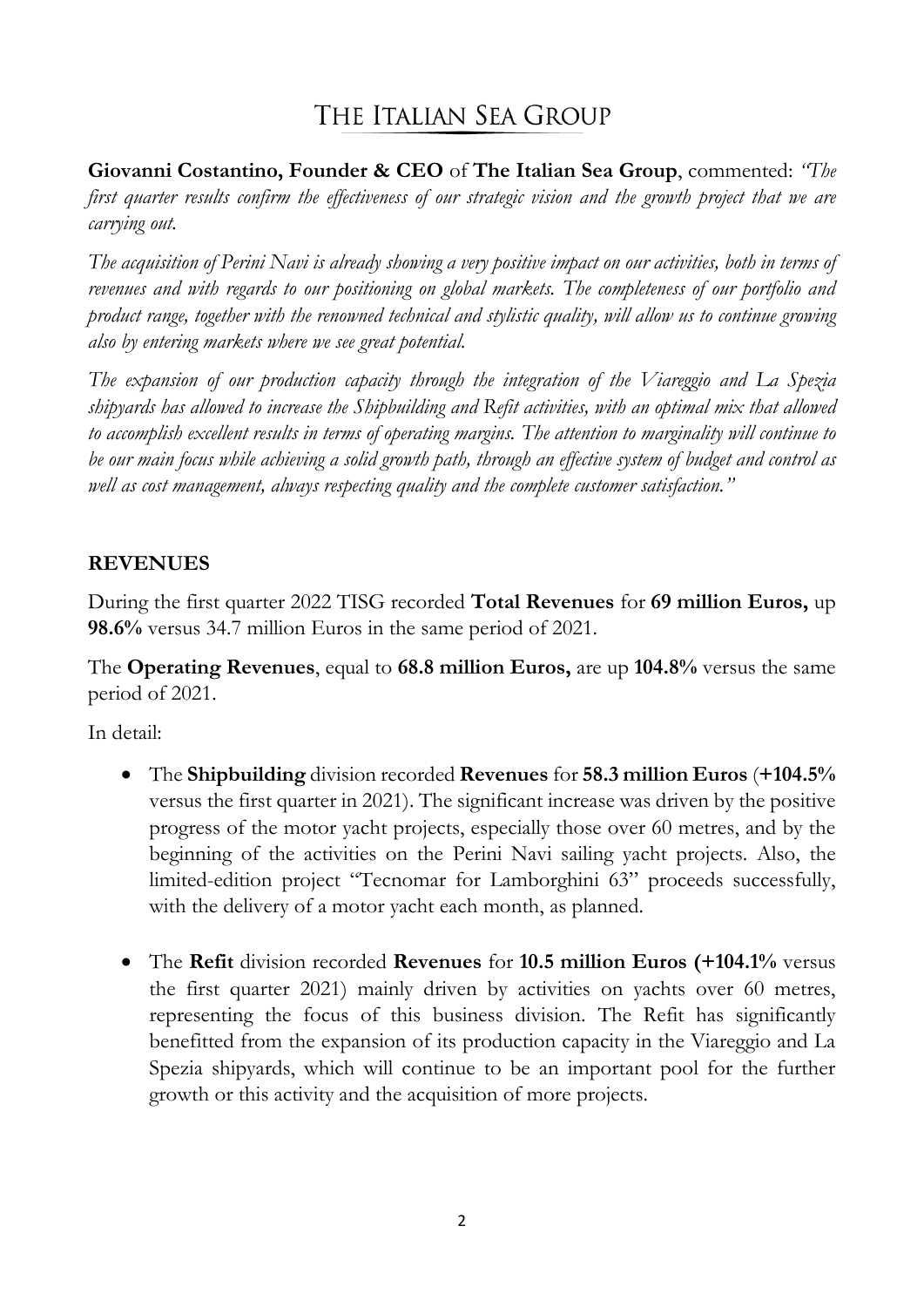# THE ITALIAN SEA GROUP

**Giovanni Costantino, Founder & CEO** of **The Italian Sea Group**, commented: *"The first quarter results confirm the effectiveness of our strategic vision and the growth project that we are carrying out.*

*The acquisition of Perini Navi is already showing a very positive impact on our activities, both in terms of revenues and with regards to our positioning on global markets. The completeness of our portfolio and product range, together with the renowned technical and stylistic quality, will allow us to continue growing also by entering markets where we see great potential.*

*The expansion of our production capacity through the integration of the Viareggio and La Spezia shipyards has allowed to increase the Shipbuilding and Refit activities, with an optimal mix that allowed to accomplish excellent results in terms of operating margins. The attention to marginality will continue to be our main focus while achieving a solid growth path, through an effective system of budget and control as well as cost management, always respecting quality and the complete customer satisfaction."*

## REVENUES

During the first quarter 2022 TISG recorded **Total Revenues** for **69 million Euros,** up **98.6%** versus 34.7 million Euros in the same period of 2021.

The **Operating Revenues**, equal to **68.8 million Euros,** are up **104.8%** versus the same period of 2021.

In detail:

- The **Shipbuilding** division recorded **Revenues** for **58.3 million Euros** (**+104.5%** versus the first quarter in 2021). The significant increase was driven by the positive progress of the motor yacht projects, especially those over 60 metres, and by the beginning of the activities on the Perini Navi sailing yacht projects. Also, the limited-edition project "Tecnomar for Lamborghini 63" proceeds successfully, with the delivery of a motor yacht each month, as planned.

- The **Refit** division recorded **Revenues** for **10.5 million Euros (+104.1%** versus the first quarter 2021) mainly driven by activities on yachts over 60 metres, representing the focus of this business division. The Refit has significantly benefitted from the expansion of its production capacity in the Viareggio and La Spezia shipyards, which will continue to be an important pool for the further growth or this activity and the acquisition of more projects.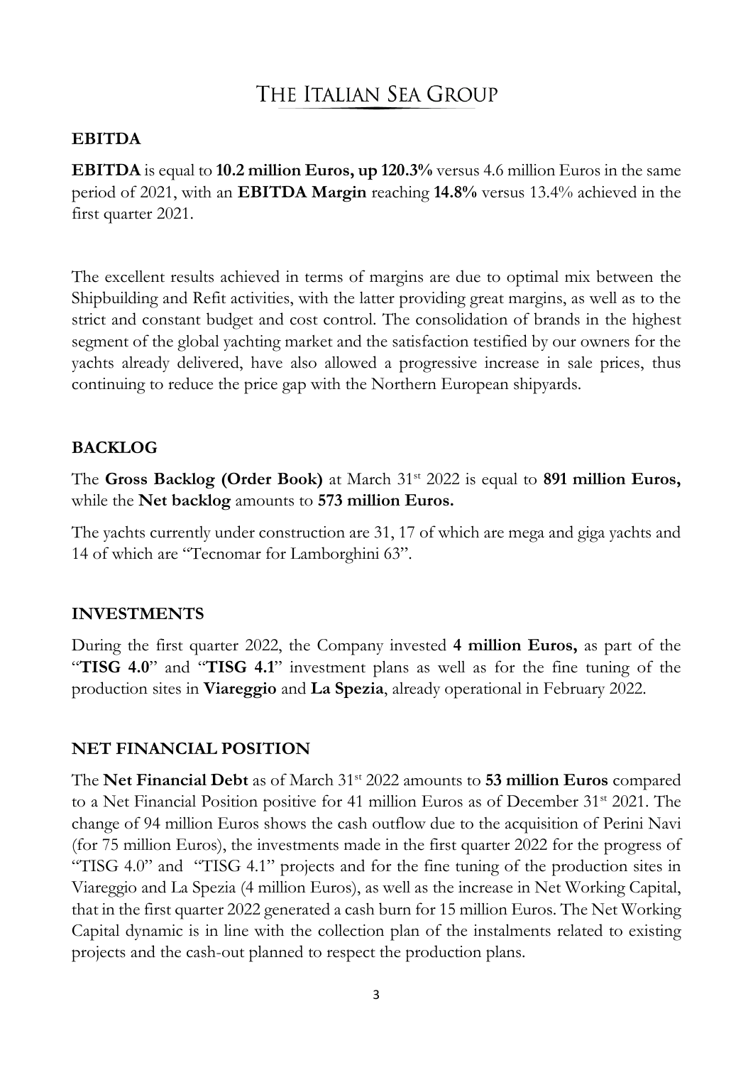# THE ITALIAN SEA GROUP

## EBITDA

**EBITDA** is equal to **10.2 million Euros, up 120.3%** versus 4.6 million Euros in the same period of 2021, with an **EBITDA Margin** reaching **14.8%** versus 13.4% achieved in the first quarter 2021.

The excellent results achieved in terms of margins are due to optimal mix between the Shipbuilding and Refit activities, with the latter providing great margins, as well as to the strict and constant budget and cost control. The consolidation of brands in the highest segment of the global yachting market and the satisfaction testified by our owners for the yachts already delivered, have also allowed a progressive increase in sale prices, thus continuing to reduce the price gap with the Northern European shipyards.

## BACKLOG

The **Gross Backlog (Order Book)** at March 31st 2022 is equal to **891 million Euros,** while the **Net backlog** amounts to **573 million Euros.**

The yachts currently under construction are 31, 17 of which are mega and giga yachts and 14 of which are "Tecnomar for Lamborghini 63".

## INVESTMENTS

During the first quarter 2022, the Company invested **4 million Euros,** as part of the "**TISG 4.0**" and "**TISG 4.1**" investment plans as well as for the fine tuning of the production sites in **Viareggio** and **La Spezia**, already operational in February 2022.

## NET FINANCIAL POSITION

The **Net Financial Debt** as of March 31st 2022 amounts to **53 million Euros** compared to a Net Financial Position positive for 41 million Euros as of December 31st 2021. The change of 94 million Euros shows the cash outflow due to the acquisition of Perini Navi (for 75 million Euros), the investments made in the first quarter 2022 for the progress of "TISG 4.0" and "TISG 4.1" projects and for the fine tuning of the production sites in Viareggio and La Spezia (4 million Euros), as well as the increase in Net Working Capital, that in the first quarter 2022 generated a cash burn for 15 million Euros. The Net Working Capital dynamic is in line with the collection plan of the instalments related to existing projects and the cash-out planned to respect the production plans.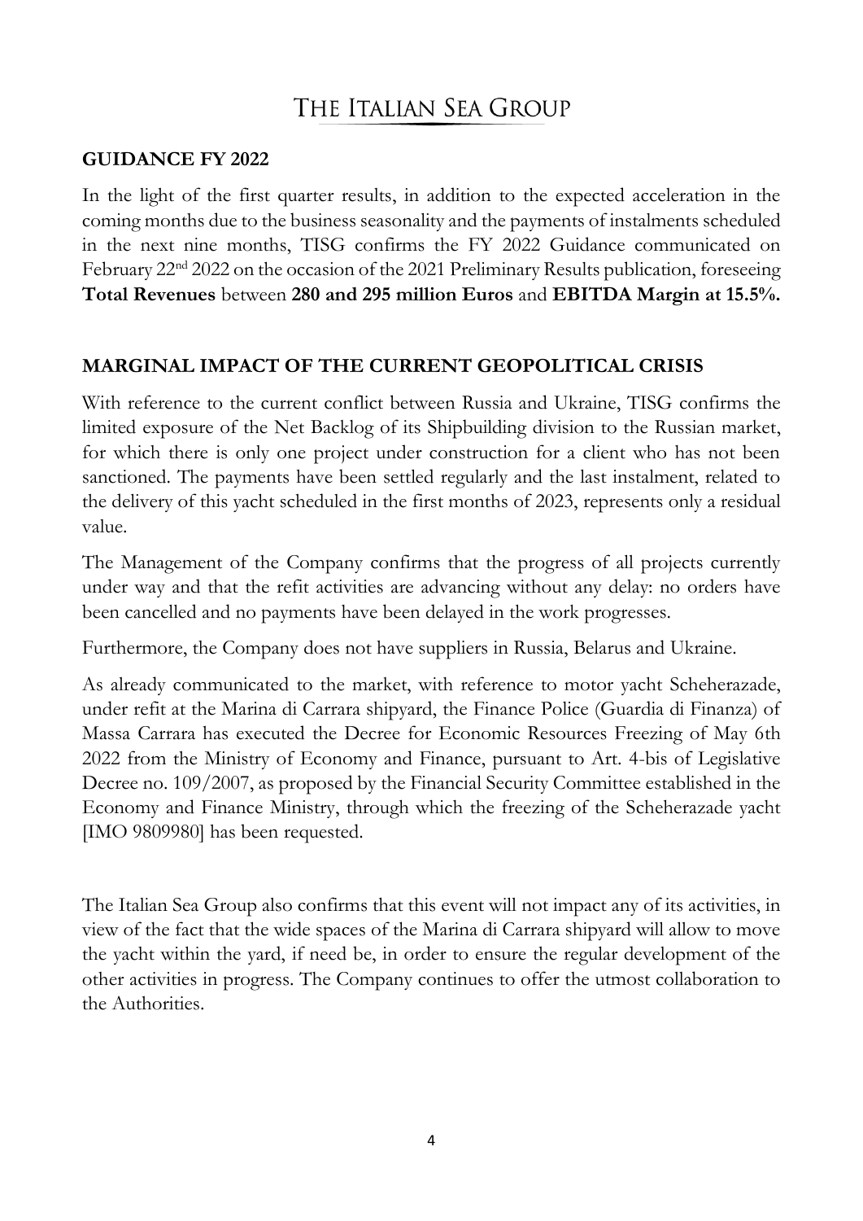## GUIDANCE FY 2022

In the light of the first quarter results, in addition to the expected acceleration in the coming months due to the business seasonality and the payments of instalments scheduled in the next nine months, TISG confirms the FY 2022 Guidance communicated on February 22nd 2022 on the occasion of the 2021 Preliminary Results publication, foreseeing **Total Revenues** between **280 and 295 million Euros** and **EBITDA Margin at 15.5%.**

## MARGINAL IMPACT OF THE CURRENT GEOPOLITICAL CRISIS

With reference to the current conflict between Russia and Ukraine, TISG confirms the limited exposure of the Net Backlog of its Shipbuilding division to the Russian market, for which there is only one project under construction for a client who has not been sanctioned. The payments have been settled regularly and the last instalment, related to the delivery of this yacht scheduled in the first months of 2023, represents only a residual value.

The Management of the Company confirms that the progress of all projects currently under way and that the refit activities are advancing without any delay: no orders have been cancelled and no payments have been delayed in the work progresses.

Furthermore, the Company does not have suppliers in Russia, Belarus and Ukraine.

As already communicated to the market, with reference to motor yacht Scheherazade, under refit at the Marina di Carrara shipyard, the Finance Police (Guardia di Finanza) of Massa Carrara has executed the Decree for Economic Resources Freezing of May 6th 2022 from the Ministry of Economy and Finance, pursuant to Art. 4-bis of Legislative Decree no. 109/2007, as proposed by the Financial Security Committee established in the Economy and Finance Ministry, through which the freezing of the Scheherazade yacht [IMO 9809980] has been requested.

The Italian Sea Group also confirms that this event will not impact any of its activities, in view of the fact that the wide spaces of the Marina di Carrara shipyard will allow to move the yacht within the yard, if need be, in order to ensure the regular development of the other activities in progress. The Company continues to offer the utmost collaboration to the Authorities.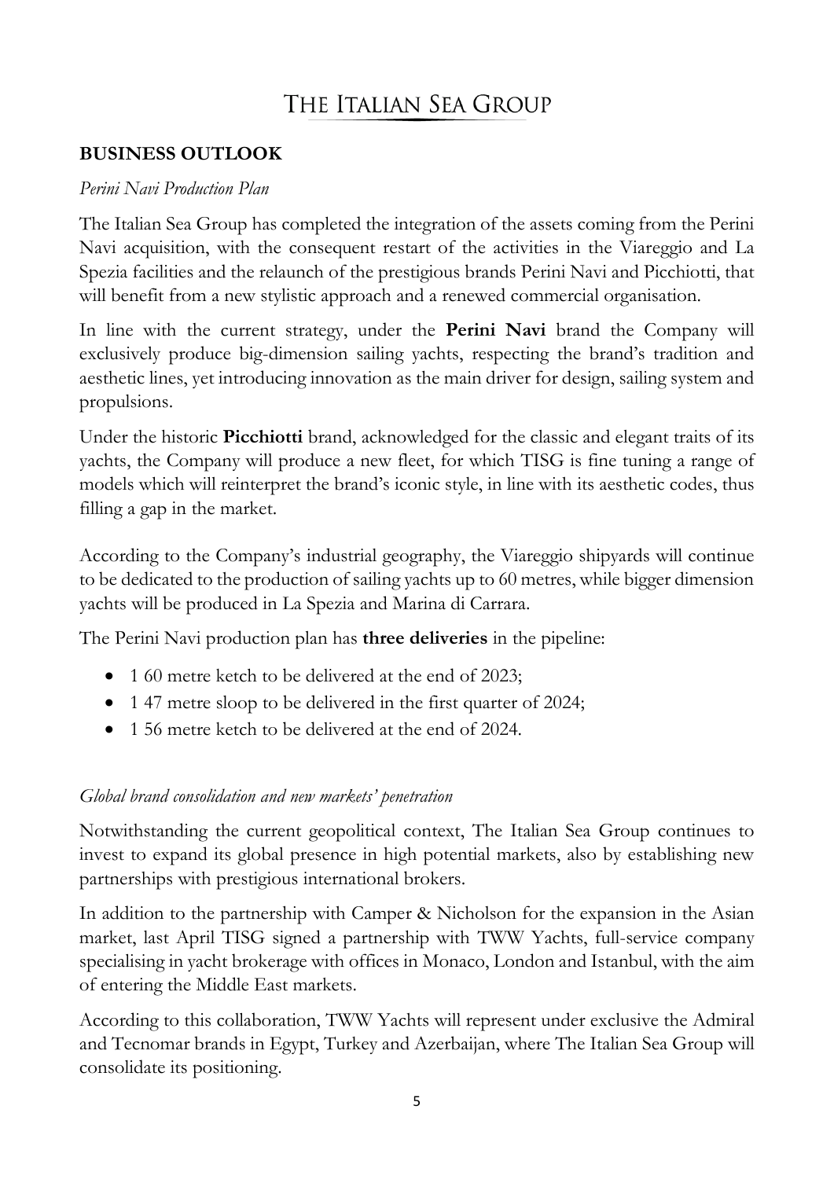# THE ITALIAN SEA GROUP

## BUSINESS OUTLOOK

*Perini Navi Production Plan*

The Italian Sea Group has completed the integration of the assets coming from the Perini Navi acquisition, with the consequent restart of the activities in the Viareggio and La Spezia facilities and the relaunch of the prestigious brands Perini Navi and Picchiotti, that will benefit from a new stylistic approach and a renewed commercial organisation.

In line with the current strategy, under the **Perini Navi** brand the Company will exclusively produce big-dimension sailing yachts, respecting the brand's tradition and aesthetic lines, yet introducing innovation as the main driver for design, sailing system and propulsions.

Under the historic **Picchiotti** brand, acknowledged for the classic and elegant traits of its yachts, the Company will produce a new fleet, for which TISG is fine tuning a range of models which will reinterpret the brand's iconic style, in line with its aesthetic codes, thus filling a gap in the market.

According to the Company's industrial geography, the Viareggio shipyards will continue to be dedicated to the production of sailing yachts up to 60 metres, while bigger dimension yachts will be produced in La Spezia and Marina di Carrara.

The Perini Navi production plan has **three deliveries** in the pipeline:

- 1 60 metre ketch to be delivered at the end of 2023;
- 1 47 metre sloop to be delivered in the first quarter of 2024;
- 1 56 metre ketch to be delivered at the end of 2024.

*Global brand consolidation and new markets' penetration*

Notwithstanding the current geopolitical context, The Italian Sea Group continues to invest to expand its global presence in high potential markets, also by establishing new partnerships with prestigious international brokers.

In addition to the partnership with Camper & Nicholson for the expansion in the Asian market, last April TISG signed a partnership with TWW Yachts, full-service company specialising in yacht brokerage with offices in Monaco, London and Istanbul, with the aim of entering the Middle East markets.

According to this collaboration, TWW Yachts will represent under exclusive the Admiral and Tecnomar brands in Egypt, Turkey and Azerbaijan, where The Italian Sea Group will consolidate its positioning.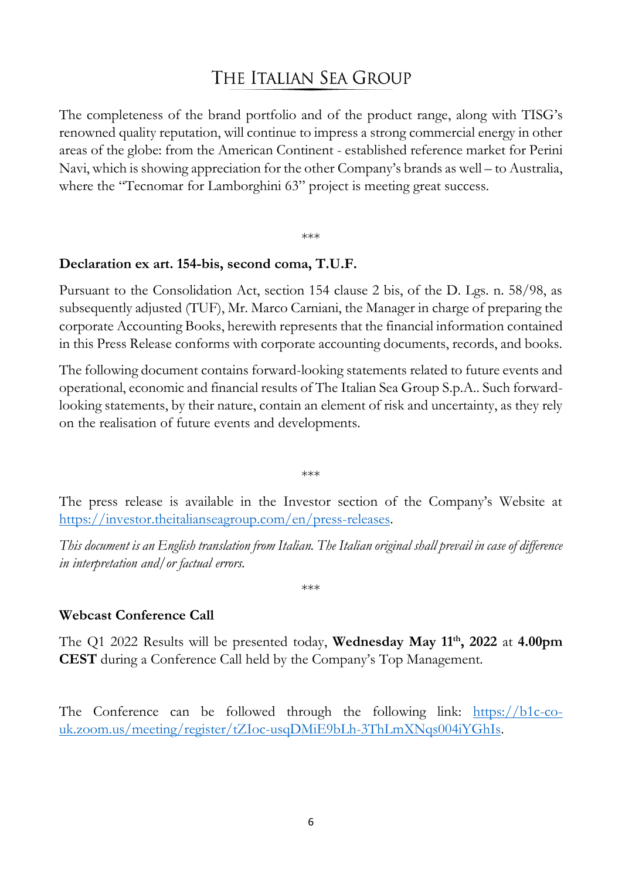The completeness of the brand portfolio and of the product range, along with TISG's renowned quality reputation, will continue to impress a strong commercial energy in other areas of the globe: from the American Continent - established reference market for Perini Navi, which is showing appreciation for the other Company's brands as well – to Australia, where the "Tecnomar for Lamborghini 63" project is meeting great success.

***

**Declaration ex art. 154-bis, second coma, T.U.F.**

Pursuant to the Consolidation Act, section 154 clause 2 bis, of the D. Lgs. n. 58/98, as subsequently adjusted (TUF), Mr. Marco Carniani, the Manager in charge of preparing the corporate Accounting Books, herewith represents that the financial information contained in this Press Release conforms with corporate accounting documents, records, and books.

The following document contains forward-looking statements related to future events and operational, economic and financial results of The Italian Sea Group S.p.A.. Such forward-looking statements, by their nature, contain an element of risk and uncertainty, as they rely on the realisation of future events and developments.

***

The press release is available in the Investor section of the Company's Website at https://investor.theitalianseagroup.com/en/press-releases.

*This document is an English translation from Italian. The Italian original shall prevail in case of difference in interpretation and/or factual errors.*

***

**Webcast Conference Call**

The Q1 2022 Results will be presented today, **Wednesday May 11th, 2022** at **4.00pm CEST** during a Conference Call held by the Company's Top Management.

The Conference can be followed through the following link: https://b1c-co-uk.zoom.us/meeting/register/tZIoc-usqDMiE9bLh-3ThLmXNqs004iYGhIs.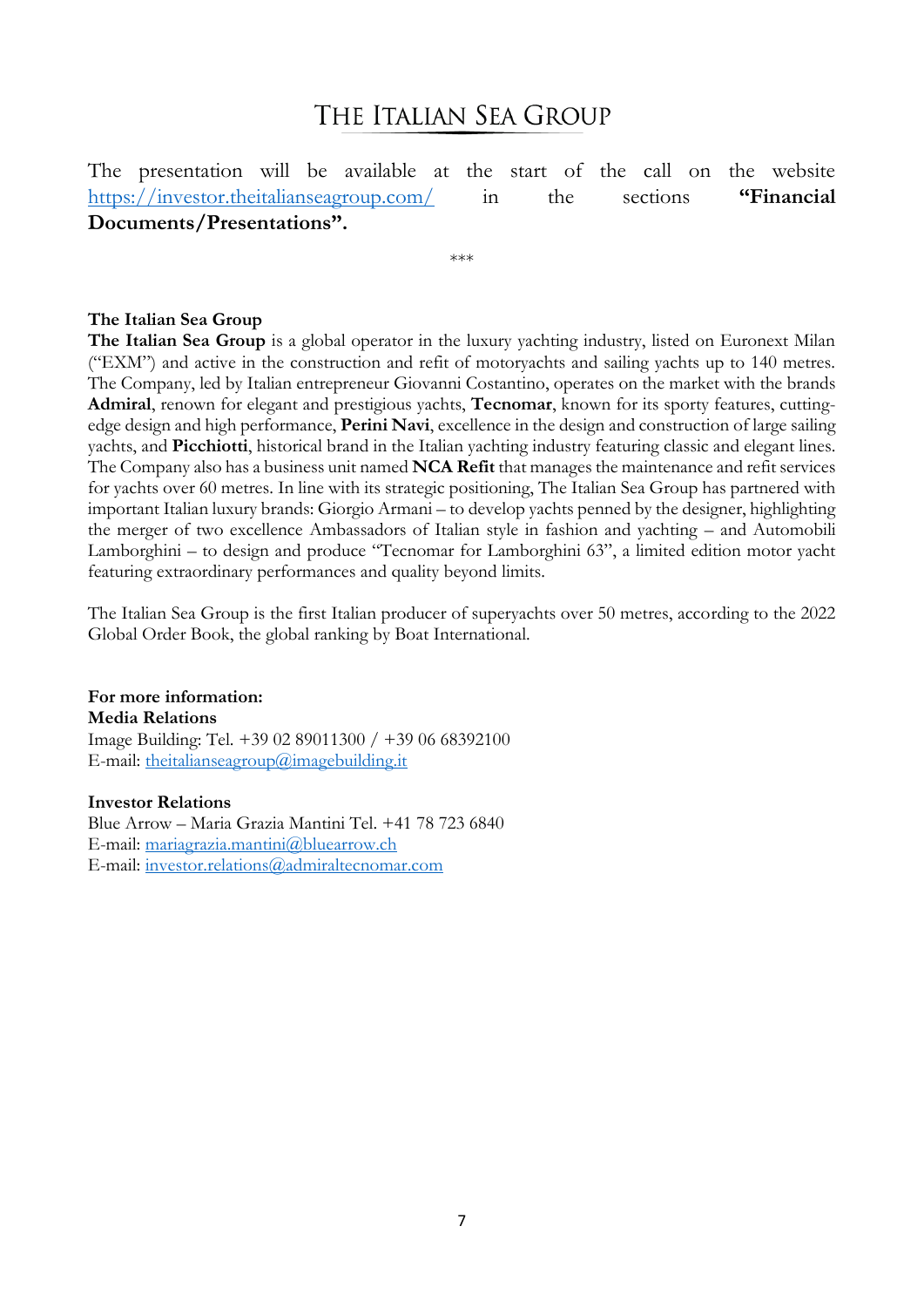The presentation will be available at the start of the call on the website [https://investor.theitalianseagroup.com/](https://investor.theitalianseagroup.com/) in the sections **"Financial Documents/Presentations".**

\*\*\*

**The Italian Sea Group**

**The Italian Sea Group** is a global operator in the luxury yachting industry, listed on Euronext Milan ("EXM") and active in the construction and refit of motoryachts and sailing yachts up to 140 metres. The Company, led by Italian entrepreneur Giovanni Costantino, operates on the market with the brands **Admiral**, renown for elegant and prestigious yachts, **Tecnomar**, known for its sporty features, cutting-edge design and high performance, **Perini Navi**, excellence in the design and construction of large sailing yachts, and **Picchiotti**, historical brand in the Italian yachting industry featuring classic and elegant lines. The Company also has a business unit named **NCA Refit** that manages the maintenance and refit services for yachts over 60 metres. In line with its strategic positioning, The Italian Sea Group has partnered with important Italian luxury brands: Giorgio Armani – to develop yachts penned by the designer, highlighting the merger of two excellence Ambassadors of Italian style in fashion and yachting – and Automobili Lamborghini – to design and produce "Tecnomar for Lamborghini 63", a limited edition motor yacht featuring extraordinary performances and quality beyond limits.

The Italian Sea Group is the first Italian producer of superyachts over 50 metres, according to the 2022 Global Order Book, the global ranking by Boat International.

**For more information:**
**Media Relations**
Image Building: Tel. +39 02 89011300 / +39 06 68392100
E-mail: [theitalianseagroup@imagebuilding.it](mailto:theitalianseagroup@imagebuilding.it)

**Investor Relations**
Blue Arrow – Maria Grazia Mantini Tel. +41 78 723 6840
E-mail: [mariagrazia.mantini@bluearrow.ch](mailto:mariagrazia.mantini@bluearrow.ch)
E-mail: [investor.relations@admiraltecnomar.com](mailto:investor.relations@admiraltecnomar.com)